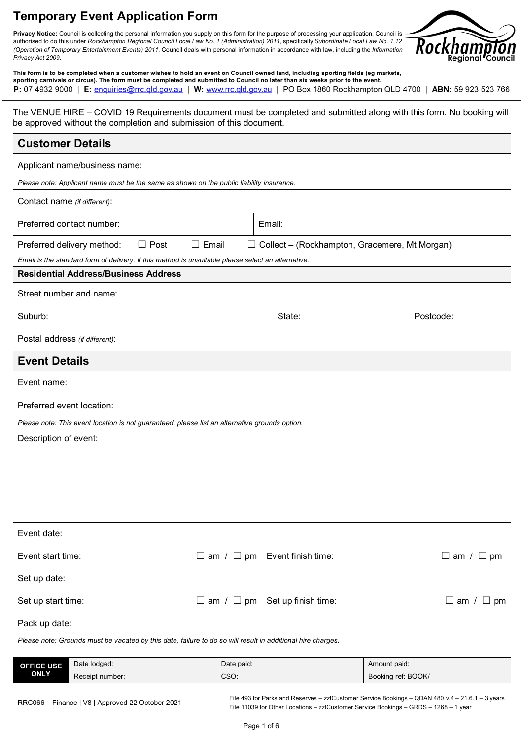# Temporary Event Application Form

**Privacy Notice:** Council is collecting the personal information you supply on this form for the purpose of processing your application. Council is authorised to do this under *Rockhampton Regional Council Local Law No. 1 (Administration) 2011*, specifically *Subordinate Local Law No. 1.12 (Operation of Temporary Entertainment Events) 2011.* Council deals with personal information in accordance with law, including the *Information Privacy Act 2009.*

**This form is to be completed when a customer wishes to hold an event on Council owned land, including sporting fields (eg markets, sporting carnivals or circus). The form must be completed and submitted to Council no later than six weeks prior to the event.**

**P:** 07 4932 9000 | **E:** enquiries@rrc.qld.gov.au | **W:** www.rrc.qld.gov.au | PO Box 1860 Rockhampton QLD 4700 | **ABN:** 59 923 523 766

The VENUE HIRE – COVID 19 Requirements document must be completed and submitted along with this form. No booking will be approved without the completion and submission of this document.

## Customer Details

Applicant name/business name:

*Please note: Applicant name must be the same as shown on the public liability insurance.*

Contact name *(if different)*:

| Preferred contact number: | Email: |
|---|---|

Preferred delivery method: ☐ Post ☐ Email ☐ Collect – (Rockhampton, Gracemere, Mt Morgan)

*Email is the standard form of delivery. If this method is unsuitable please select an alternative.*

### Residential Address/Business Address

Street number and name:

| Suburb: | State: | Postcode: |
|---|---|---|

Postal address *(if different)*:

## Event Details

Event name:

Preferred event location:

*Please note: This event location is not guaranteed, please list an alternative grounds option.*

Description of event:

Event date:

| Event start time: ☐ am / ☐ pm | Event finish time: ☐ am / ☐ pm |
|---|---|

Set up date:

| Set up start time: ☐ am / ☐ pm | Set up finish time: ☐ am / ☐ pm |
|---|---|

Pack up date:

*Please note: Grounds must be vacated by this date, failure to do so will result in additional hire charges.*

| **OFFICE USE ONLY** | Date lodged: | Date paid: | Amount paid: |
|---|---|---|---|
| | Receipt number: | CSO: | Booking ref: BOOK/ |

RRC066 – Finance | V8 | Approved 22 October 2021

File 493 for Parks and Reserves – zztCustomer Service Bookings – QDAN 480 v.4 – 21.6.1 – 3 years
File 11039 for Other Locations – zztCustomer Service Bookings – GRDS – 1268 – 1 year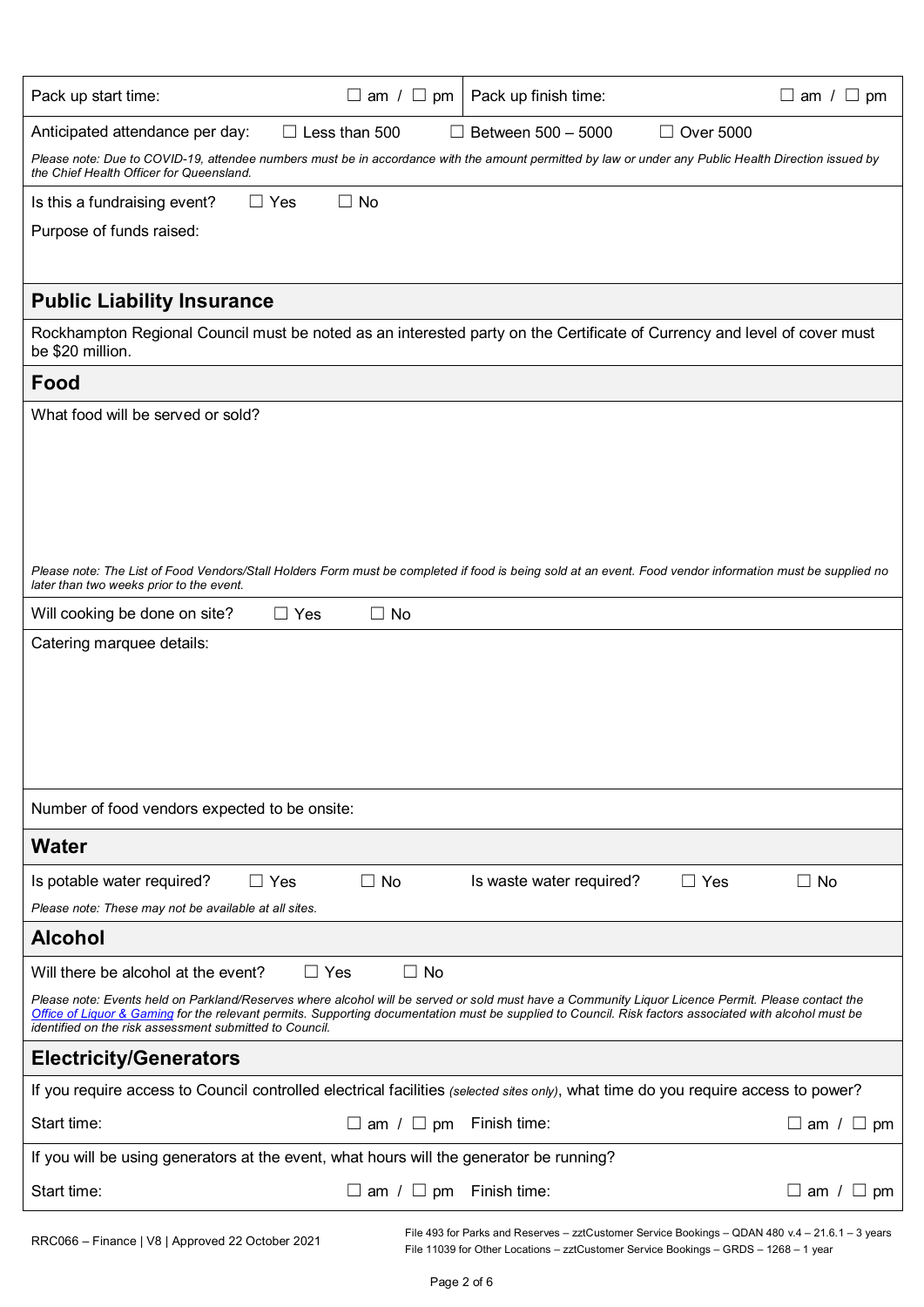| Pack up start time: ☐ am / ☐ pm | Pack up finish time: ☐ am / ☐ pm |
|---|---|

Anticipated attendance per day: ☐ Less than 500 ☐ Between 500 – 5000 ☐ Over 5000

*Please note: Due to COVID-19, attendee numbers must be in accordance with the amount permitted by law or under any Public Health Direction issued by the Chief Health Officer for Queensland.*

Is this a fundraising event? ☐ Yes ☐ No

Purpose of funds raised:

## Public Liability Insurance

Rockhampton Regional Council must be noted as an interested party on the Certificate of Currency and level of cover must be $20 million.

## Food

What food will be served or sold?

*Please note: The List of Food Vendors/Stall Holders Form must be completed if food is being sold at an event. Food vendor information must be supplied no later than two weeks prior to the event.*

Will cooking be done on site? ☐ Yes ☐ No

Catering marquee details:

Number of food vendors expected to be onsite:

## Water

Is potable water required? ☐ Yes ☐ No Is waste water required? ☐ Yes ☐ No

*Please note: These may not be available at all sites.*

## Alcohol

Will there be alcohol at the event? ☐ Yes ☐ No

*Please note: Events held on Parkland/Reserves where alcohol will be served or sold must have a Community Liquor Licence Permit. Please contact the Office of Liquor & Gaming for the relevant permits. Supporting documentation must be supplied to Council. Risk factors associated with alcohol must be identified on the risk assessment submitted to Council.*

## Electricity/Generators

If you require access to Council controlled electrical facilities *(selected sites only)*, what time do you require access to power?

Start time: ☐ am / ☐ pm Finish time: ☐ am / ☐ pm

If you will be using generators at the event, what hours will the generator be running?

Start time: ☐ am / ☐ pm Finish time: ☐ am / ☐ pm

RRC066 – Finance | V8 | Approved 22 October 2021

File 493 for Parks and Reserves – zztCustomer Service Bookings – QDAN 480 v.4 – 21.6.1 – 3 years
File 11039 for Other Locations – zztCustomer Service Bookings – GRDS – 1268 – 1 year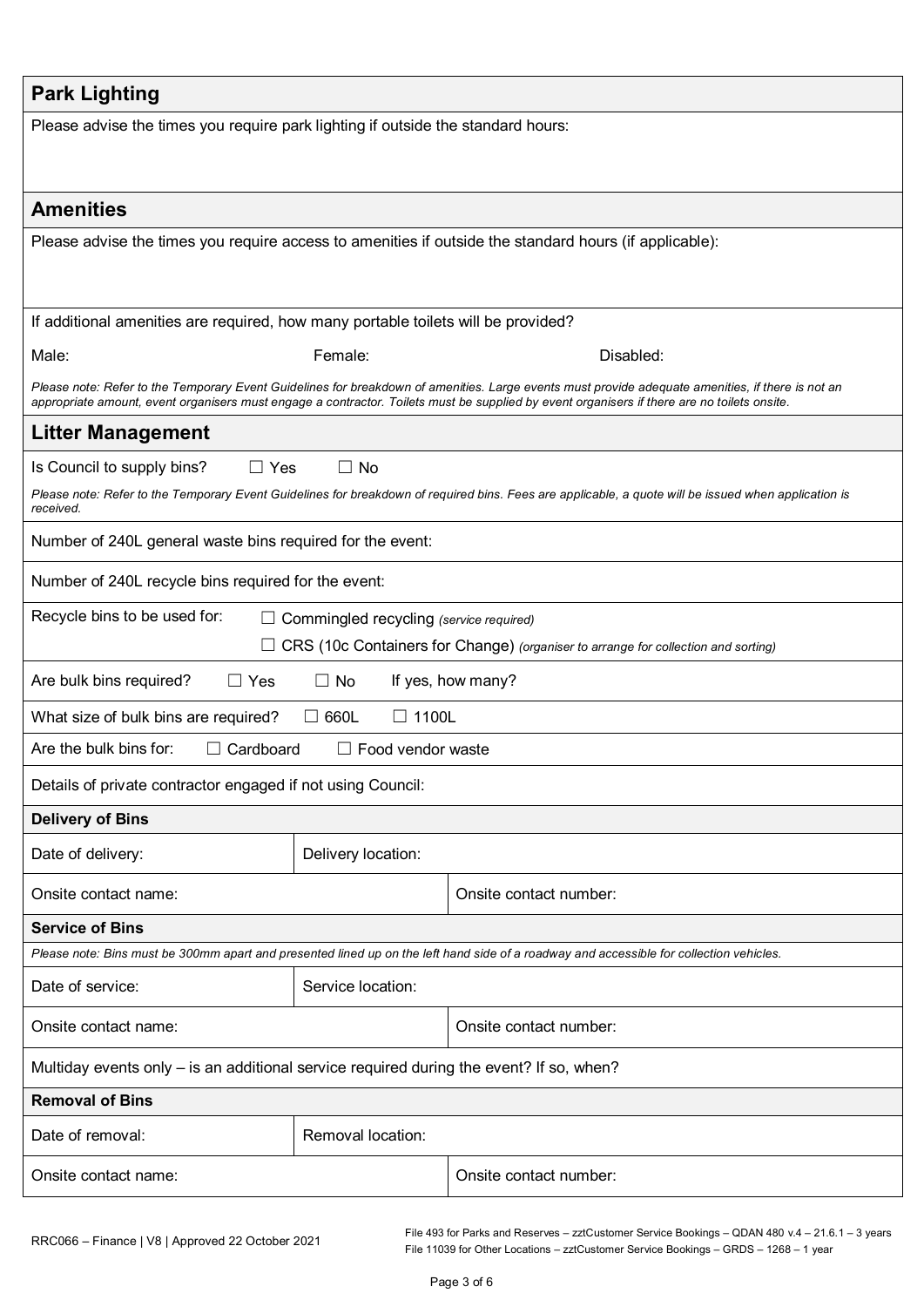## Park Lighting

Please advise the times you require park lighting if outside the standard hours:

## Amenities

Please advise the times you require access to amenities if outside the standard hours (if applicable):

If additional amenities are required, how many portable toilets will be provided?

Male: Female: Disabled:

*Please note: Refer to the Temporary Event Guidelines for breakdown of amenities. Large events must provide adequate amenities, if there is not an appropriate amount, event organisers must engage a contractor. Toilets must be supplied by event organisers if there are no toilets onsite.*

## Litter Management

Is Council to supply bins? ☐ Yes ☐ No

*Please note: Refer to the Temporary Event Guidelines for breakdown of required bins. Fees are applicable, a quote will be issued when application is received.*

Number of 240L general waste bins required for the event:

Number of 240L recycle bins required for the event:

Recycle bins to be used for: ☐ Commingled recycling *(service required)*
☐ CRS (10c Containers for Change) *(organiser to arrange for collection and sorting)*

Are bulk bins required? ☐ Yes ☐ No If yes, how many?

What size of bulk bins are required? ☐ 660L ☐ 1100L

Are the bulk bins for: ☐ Cardboard ☐ Food vendor waste

Details of private contractor engaged if not using Council:

### Delivery of Bins

| Date of delivery: | Delivery location: |
|---|---|
| Onsite contact name: | Onsite contact number: |

### Service of Bins

*Please note: Bins must be 300mm apart and presented lined up on the left hand side of a roadway and accessible for collection vehicles.*

| Date of service: | Service location: |
|---|---|
| Onsite contact name: | Onsite contact number: |

Multiday events only – is an additional service required during the event? If so, when?

### Removal of Bins

| Date of removal: | Removal location: |
|---|---|
| Onsite contact name: | Onsite contact number: |

RRC066 – Finance | V8 | Approved 22 October 2021

File 493 for Parks and Reserves – zztCustomer Service Bookings – QDAN 480 v.4 – 21.6.1 – 3 years
File 11039 for Other Locations – zztCustomer Service Bookings – GRDS – 1268 – 1 year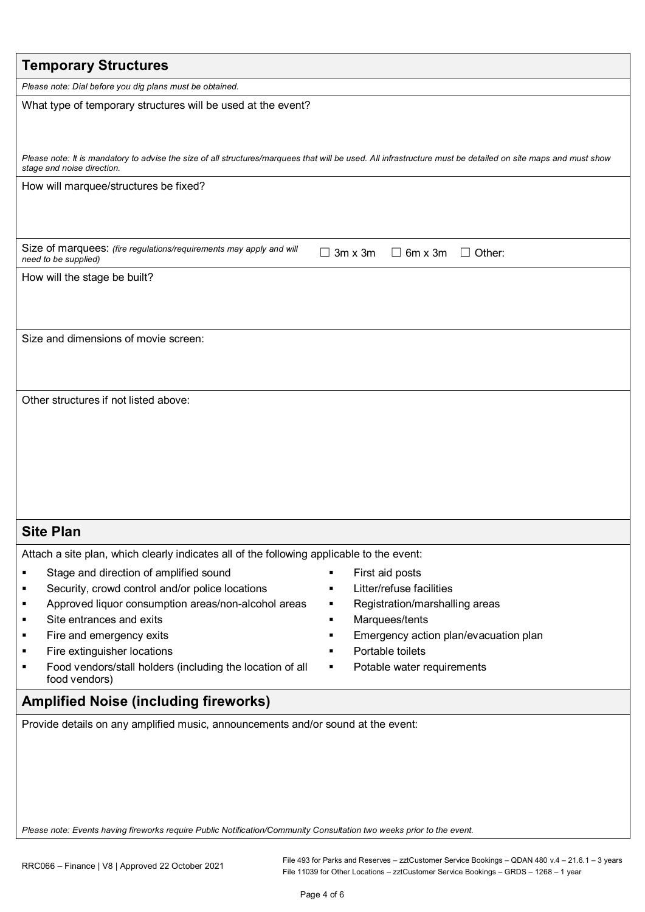## Temporary Structures

*Please note: Dial before you dig plans must be obtained.*

What type of temporary structures will be used at the event?

*Please note: It is mandatory to advise the size of all structures/marquees that will be used. All infrastructure must be detailed on site maps and must show stage and noise direction.*

How will marquee/structures be fixed?

Size of marquees: *(fire regulations/requirements may apply and will need to be supplied)* ☐ 3m x 3m ☐ 6m x 3m ☐ Other:

How will the stage be built?

Size and dimensions of movie screen:

Other structures if not listed above:

## Site Plan

Attach a site plan, which clearly indicates all of the following applicable to the event:

- Stage and direction of amplified sound
- Security, crowd control and/or police locations
- Approved liquor consumption areas/non-alcohol areas
- Site entrances and exits
- Fire and emergency exits
- Fire extinguisher locations
- Food vendors/stall holders (including the location of all food vendors)
- First aid posts
- Litter/refuse facilities
- Registration/marshalling areas
- Marquees/tents
- Emergency action plan/evacuation plan
- Portable toilets
- Potable water requirements

## Amplified Noise (including fireworks)

Provide details on any amplified music, announcements and/or sound at the event:

*Please note: Events having fireworks require Public Notification/Community Consultation two weeks prior to the event.*

RRC066 – Finance | V8 | Approved 22 October 2021

File 493 for Parks and Reserves – zztCustomer Service Bookings – QDAN 480 v.4 – 21.6.1 – 3 years
File 11039 for Other Locations – zztCustomer Service Bookings – GRDS – 1268 – 1 year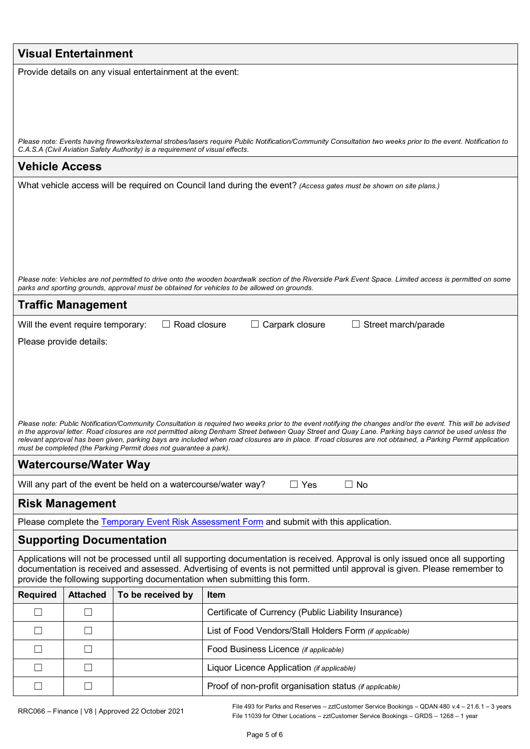## Visual Entertainment

Provide details on any visual entertainment at the event:

*Please note: Events having fireworks/external strobes/lasers require Public Notification/Community Consultation two weeks prior to the event. Notification to C.A.S.A (Civil Aviation Safety Authority) is a requirement of visual effects.*

## Vehicle Access

What vehicle access will be required on Council land during the event? *(Access gates must be shown on site plans.)*

*Please note: Vehicles are not permitted to drive onto the wooden boardwalk section of the Riverside Park Event Space. Limited access is permitted on some parks and sporting grounds, approval must be obtained for vehicles to be allowed on grounds.*

## Traffic Management

Will the event require temporary: ☐ Road closure ☐ Carpark closure ☐ Street march/parade

Please provide details:

*Please note: Public Notification/Community Consultation is required two weeks prior to the event notifying the changes and/or the event. This will be advised in the approval letter. Road closures are not permitted along Denham Street between Quay Street and Quay Lane. Parking bays cannot be used unless the relevant approval has been given, parking bays are included when road closures are in place. If road closures are not obtained, a Parking Permit application must be completed (the Parking Permit does not guarantee a park).*

## Watercourse/Water Way

Will any part of the event be held on a watercourse/water way? ☐ Yes ☐ No

## Risk Management

Please complete the [Temporary Event Risk Assessment Form] and submit with this application.

## Supporting Documentation

Applications will not be processed until all supporting documentation is received. Approval is only issued once all supporting documentation is received and assessed. Advertising of events is not permitted until approval is given. Please remember to provide the following supporting documentation when submitting this form.

| Required | Attached | To be received by | Item |
|---|---|---|---|
| ☐ | ☐ | | Certificate of Currency (Public Liability Insurance) |
| ☐ | ☐ | | List of Food Vendors/Stall Holders Form *(if applicable)* |
| ☐ | ☐ | | Food Business Licence *(if applicable)* |
| ☐ | ☐ | | Liquor Licence Application *(if applicable)* |
| ☐ | ☐ | | Proof of non-profit organisation status *(if applicable)* |

RRC066 – Finance | V8 | Approved 22 October 2021

File 493 for Parks and Reserves – zztCustomer Service Bookings – QDAN 480 v.4 – 21.6.1 – 3 years
File 11039 for Other Locations – zztCustomer Service Bookings – GRDS – 1268 – 1 year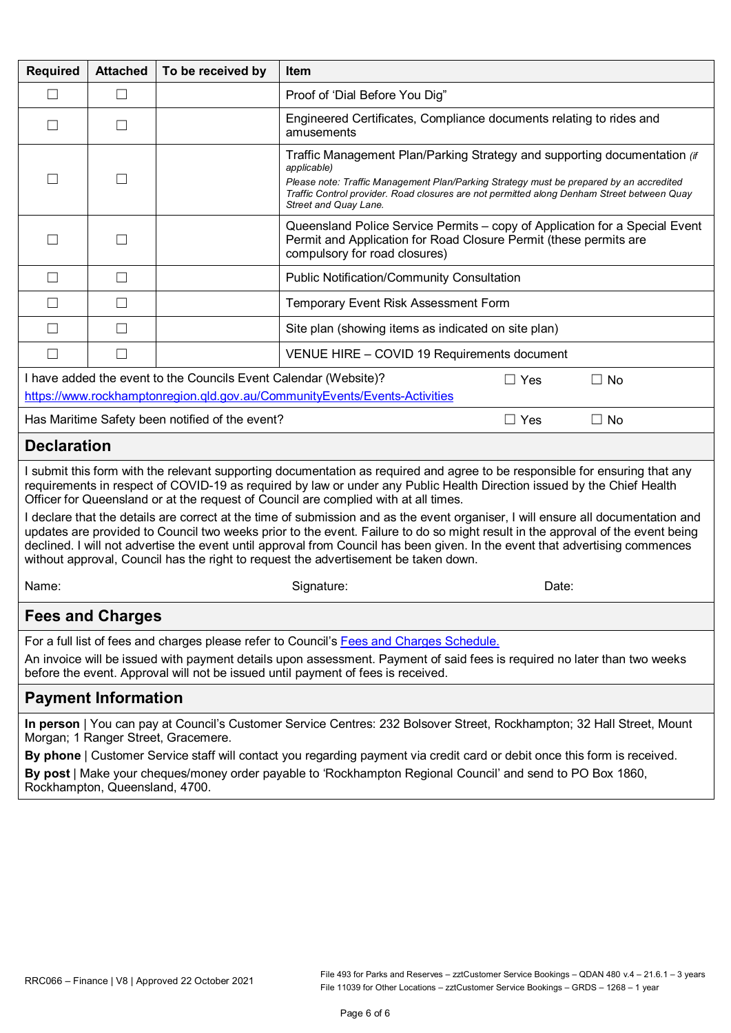| Required | Attached | To be received by | Item |
|---|---|---|---|
| ☐ | ☐ | | Proof of 'Dial Before You Dig" |
| ☐ | ☐ | | Engineered Certificates, Compliance documents relating to rides and amusements |
| ☐ | ☐ | | Traffic Management Plan/Parking Strategy and supporting documentation *(if applicable)* *Please note: Traffic Management Plan/Parking Strategy must be prepared by an accredited Traffic Control provider. Road closures are not permitted along Denham Street between Quay Street and Quay Lane.* |
| ☐ | ☐ | | Queensland Police Service Permits – copy of Application for a Special Event Permit and Application for Road Closure Permit (these permits are compulsory for road closures) |
| ☐ | ☐ | | Public Notification/Community Consultation |
| ☐ | ☐ | | Temporary Event Risk Assessment Form |
| ☐ | ☐ | | Site plan (showing items as indicated on site plan) |
| ☐ | ☐ | | VENUE HIRE – COVID 19 Requirements document |

I have added the event to the Councils Event Calendar (Website)? ☐ Yes ☐ No
https://www.rockhamptonregion.qld.gov.au/CommunityEvents/Events-Activities

Has Maritime Safety been notified of the event? ☐ Yes ☐ No

## Declaration

I submit this form with the relevant supporting documentation as required and agree to be responsible for ensuring that any requirements in respect of COVID-19 as required by law or under any Public Health Direction issued by the Chief Health Officer for Queensland or at the request of Council are complied with at all times.

I declare that the details are correct at the time of submission and as the event organiser, I will ensure all documentation and updates are provided to Council two weeks prior to the event. Failure to do so might result in the approval of the event being declined. I will not advertise the event until approval from Council has been given. In the event that advertising commences without approval, Council has the right to request the advertisement be taken down.

Name: Signature: Date:

## Fees and Charges

For a full list of fees and charges please refer to Council's [Fees and Charges Schedule.]()

An invoice will be issued with payment details upon assessment. Payment of said fees is required no later than two weeks before the event. Approval will not be issued until payment of fees is received.

## Payment Information

**In person** | You can pay at Council's Customer Service Centres: 232 Bolsover Street, Rockhampton; 32 Hall Street, Mount Morgan; 1 Ranger Street, Gracemere.

**By phone** | Customer Service staff will contact you regarding payment via credit card or debit once this form is received.

**By post** | Make your cheques/money order payable to 'Rockhampton Regional Council' and send to PO Box 1860, Rockhampton, Queensland, 4700.

RRC066 – Finance | V8 | Approved 22 October 2021

File 493 for Parks and Reserves – zztCustomer Service Bookings – QDAN 480 v.4 – 21.6.1 – 3 years
File 11039 for Other Locations – zztCustomer Service Bookings – GRDS – 1268 – 1 year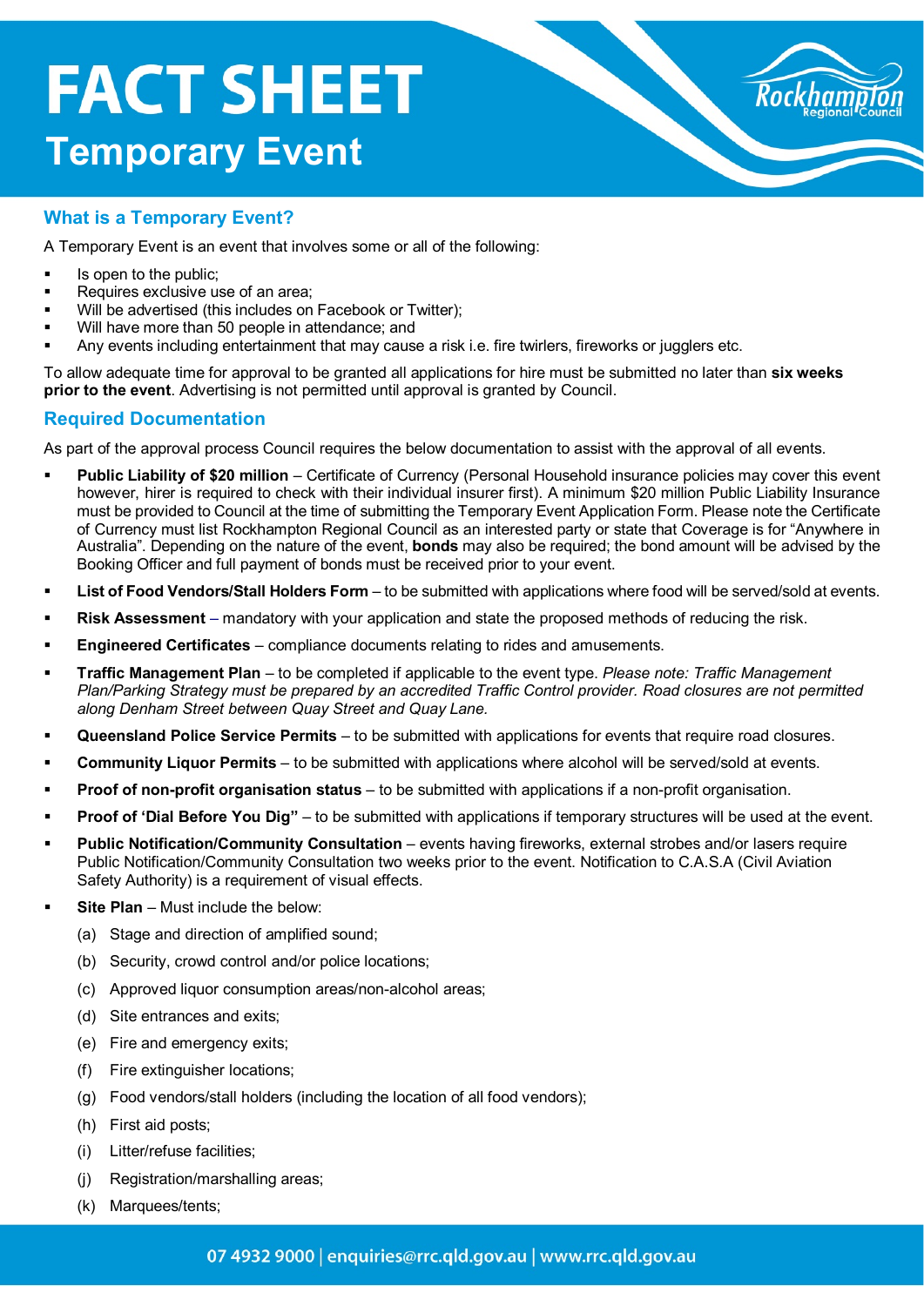# FACT SHEET

## Temporary Event

### What is a Temporary Event?

A Temporary Event is an event that involves some or all of the following:

- Is open to the public;
- Requires exclusive use of an area;
- Will be advertised (this includes on Facebook or Twitter);
- Will have more than 50 people in attendance; and
- Any events including entertainment that may cause a risk i.e. fire twirlers, fireworks or jugglers etc.

To allow adequate time for approval to be granted all applications for hire must be submitted no later than **six weeks prior to the event**. Advertising is not permitted until approval is granted by Council.

### Required Documentation

As part of the approval process Council requires the below documentation to assist with the approval of all events.

- **Public Liability of $20 million** – Certificate of Currency (Personal Household insurance policies may cover this event however, hirer is required to check with their individual insurer first). A minimum $20 million Public Liability Insurance must be provided to Council at the time of submitting the Temporary Event Application Form. Please note the Certificate of Currency must list Rockhampton Regional Council as an interested party or state that Coverage is for "Anywhere in Australia". Depending on the nature of the event, **bonds** may also be required; the bond amount will be advised by the Booking Officer and full payment of bonds must be received prior to your event.
- **List of Food Vendors/Stall Holders Form** – to be submitted with applications where food will be served/sold at events.
- **Risk Assessment** – mandatory with your application and state the proposed methods of reducing the risk.
- **Engineered Certificates** – compliance documents relating to rides and amusements.
- **Traffic Management Plan** – to be completed if applicable to the event type. *Please note: Traffic Management Plan/Parking Strategy must be prepared by an accredited Traffic Control provider. Road closures are not permitted along Denham Street between Quay Street and Quay Lane.*
- **Queensland Police Service Permits** – to be submitted with applications for events that require road closures.
- **Community Liquor Permits** – to be submitted with applications where alcohol will be served/sold at events.
- **Proof of non-profit organisation status** – to be submitted with applications if a non-profit organisation.
- **Proof of 'Dial Before You Dig"** – to be submitted with applications if temporary structures will be used at the event.
- **Public Notification/Community Consultation** – events having fireworks, external strobes and/or lasers require Public Notification/Community Consultation two weeks prior to the event. Notification to C.A.S.A (Civil Aviation Safety Authority) is a requirement of visual effects.
- **Site Plan** – Must include the below:
  - (a) Stage and direction of amplified sound;
  - (b) Security, crowd control and/or police locations;
  - (c) Approved liquor consumption areas/non-alcohol areas;
  - (d) Site entrances and exits;
  - (e) Fire and emergency exits;
  - (f) Fire extinguisher locations;
  - (g) Food vendors/stall holders (including the location of all food vendors);
  - (h) First aid posts;
  - (i) Litter/refuse facilities;
  - (j) Registration/marshalling areas;
  - (k) Marquees/tents;

07 4932 9000 | enquiries@rrc.qld.gov.au | www.rrc.qld.gov.au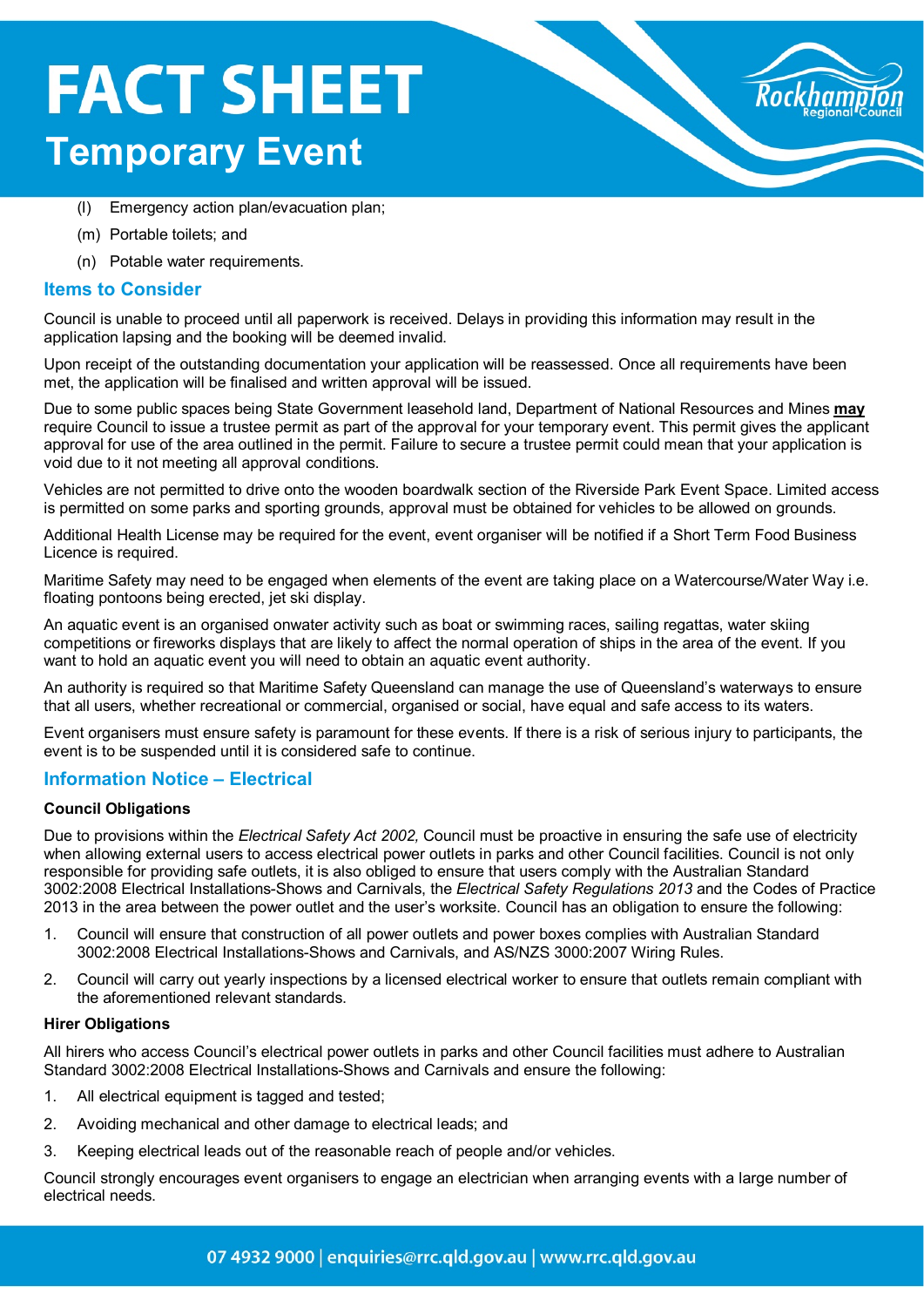(l) Emergency action plan/evacuation plan;

(m) Portable toilets; and

(n) Potable water requirements.

## Items to Consider

Council is unable to proceed until all paperwork is received. Delays in providing this information may result in the application lapsing and the booking will be deemed invalid.

Upon receipt of the outstanding documentation your application will be reassessed. Once all requirements have been met, the application will be finalised and written approval will be issued.

Due to some public spaces being State Government leasehold land, Department of National Resources and Mines **may** require Council to issue a trustee permit as part of the approval for your temporary event. This permit gives the applicant approval for use of the area outlined in the permit. Failure to secure a trustee permit could mean that your application is void due to it not meeting all approval conditions.

Vehicles are not permitted to drive onto the wooden boardwalk section of the Riverside Park Event Space. Limited access is permitted on some parks and sporting grounds, approval must be obtained for vehicles to be allowed on grounds.

Additional Health License may be required for the event, event organiser will be notified if a Short Term Food Business Licence is required.

Maritime Safety may need to be engaged when elements of the event are taking place on a Watercourse/Water Way i.e. floating pontoons being erected, jet ski display.

An aquatic event is an organised onwater activity such as boat or swimming races, sailing regattas, water skiing competitions or fireworks displays that are likely to affect the normal operation of ships in the area of the event. If you want to hold an aquatic event you will need to obtain an aquatic event authority.

An authority is required so that Maritime Safety Queensland can manage the use of Queensland's waterways to ensure that all users, whether recreational or commercial, organised or social, have equal and safe access to its waters.

Event organisers must ensure safety is paramount for these events. If there is a risk of serious injury to participants, the event is to be suspended until it is considered safe to continue.

## Information Notice – Electrical

### Council Obligations

Due to provisions within the *Electrical Safety Act 2002,* Council must be proactive in ensuring the safe use of electricity when allowing external users to access electrical power outlets in parks and other Council facilities. Council is not only responsible for providing safe outlets, it is also obliged to ensure that users comply with the Australian Standard 3002:2008 Electrical Installations-Shows and Carnivals, the *Electrical Safety Regulations 2013* and the Codes of Practice 2013 in the area between the power outlet and the user's worksite. Council has an obligation to ensure the following:

1. Council will ensure that construction of all power outlets and power boxes complies with Australian Standard 3002:2008 Electrical Installations-Shows and Carnivals, and AS/NZS 3000:2007 Wiring Rules.
2. Council will carry out yearly inspections by a licensed electrical worker to ensure that outlets remain compliant with the aforementioned relevant standards.

### Hirer Obligations

All hirers who access Council's electrical power outlets in parks and other Council facilities must adhere to Australian Standard 3002:2008 Electrical Installations-Shows and Carnivals and ensure the following:

1. All electrical equipment is tagged and tested;
2. Avoiding mechanical and other damage to electrical leads; and
3. Keeping electrical leads out of the reasonable reach of people and/or vehicles.

Council strongly encourages event organisers to engage an electrician when arranging events with a large number of electrical needs.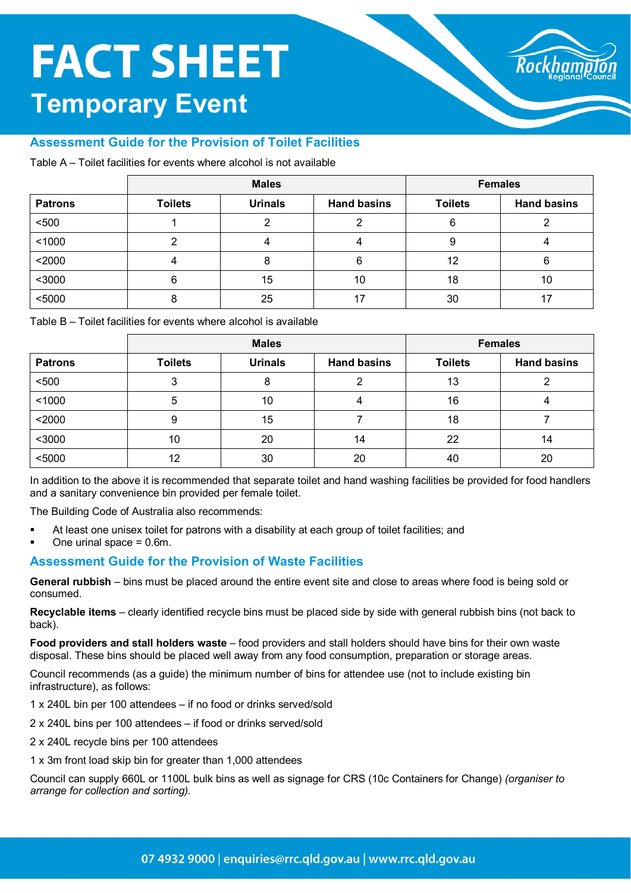# FACT SHEET

## Temporary Event

### Assessment Guide for the Provision of Toilet Facilities

Table A – Toilet facilities for events where alcohol is not available

| | Males | | | Females | |
|---|---|---|---|---|---|
| **Patrons** | **Toilets** | **Urinals** | **Hand basins** | **Toilets** | **Hand basins** |
| <500 | 1 | 2 | 2 | 6 | 2 |
| <1000 | 2 | 4 | 4 | 9 | 4 |
| <2000 | 4 | 8 | 6 | 12 | 6 |
| <3000 | 6 | 15 | 10 | 18 | 10 |
| <5000 | 8 | 25 | 17 | 30 | 17 |

Table B – Toilet facilities for events where alcohol is available

| | Males | | | Females | |
|---|---|---|---|---|---|
| **Patrons** | **Toilets** | **Urinals** | **Hand basins** | **Toilets** | **Hand basins** |
| <500 | 3 | 8 | 2 | 13 | 2 |
| <1000 | 5 | 10 | 4 | 16 | 4 |
| <2000 | 9 | 15 | 7 | 18 | 7 |
| <3000 | 10 | 20 | 14 | 22 | 14 |
| <5000 | 12 | 30 | 20 | 40 | 20 |

In addition to the above it is recommended that separate toilet and hand washing facilities be provided for food handlers and a sanitary convenience bin provided per female toilet.

The Building Code of Australia also recommends:

- At least one unisex toilet for patrons with a disability at each group of toilet facilities; and
- One urinal space = 0.6m.

### Assessment Guide for the Provision of Waste Facilities

**General rubbish** – bins must be placed around the entire event site and close to areas where food is being sold or consumed.

**Recyclable items** – clearly identified recycle bins must be placed side by side with general rubbish bins (not back to back).

**Food providers and stall holders waste** – food providers and stall holders should have bins for their own waste disposal. These bins should be placed well away from any food consumption, preparation or storage areas.

Council recommends (as a guide) the minimum number of bins for attendee use (not to include existing bin infrastructure), as follows:

1 x 240L bin per 100 attendees – if no food or drinks served/sold

2 x 240L bins per 100 attendees – if food or drinks served/sold

2 x 240L recycle bins per 100 attendees

1 x 3m front load skip bin for greater than 1,000 attendees

Council can supply 660L or 1100L bulk bins as well as signage for CRS (10c Containers for Change) *(organiser to arrange for collection and sorting).*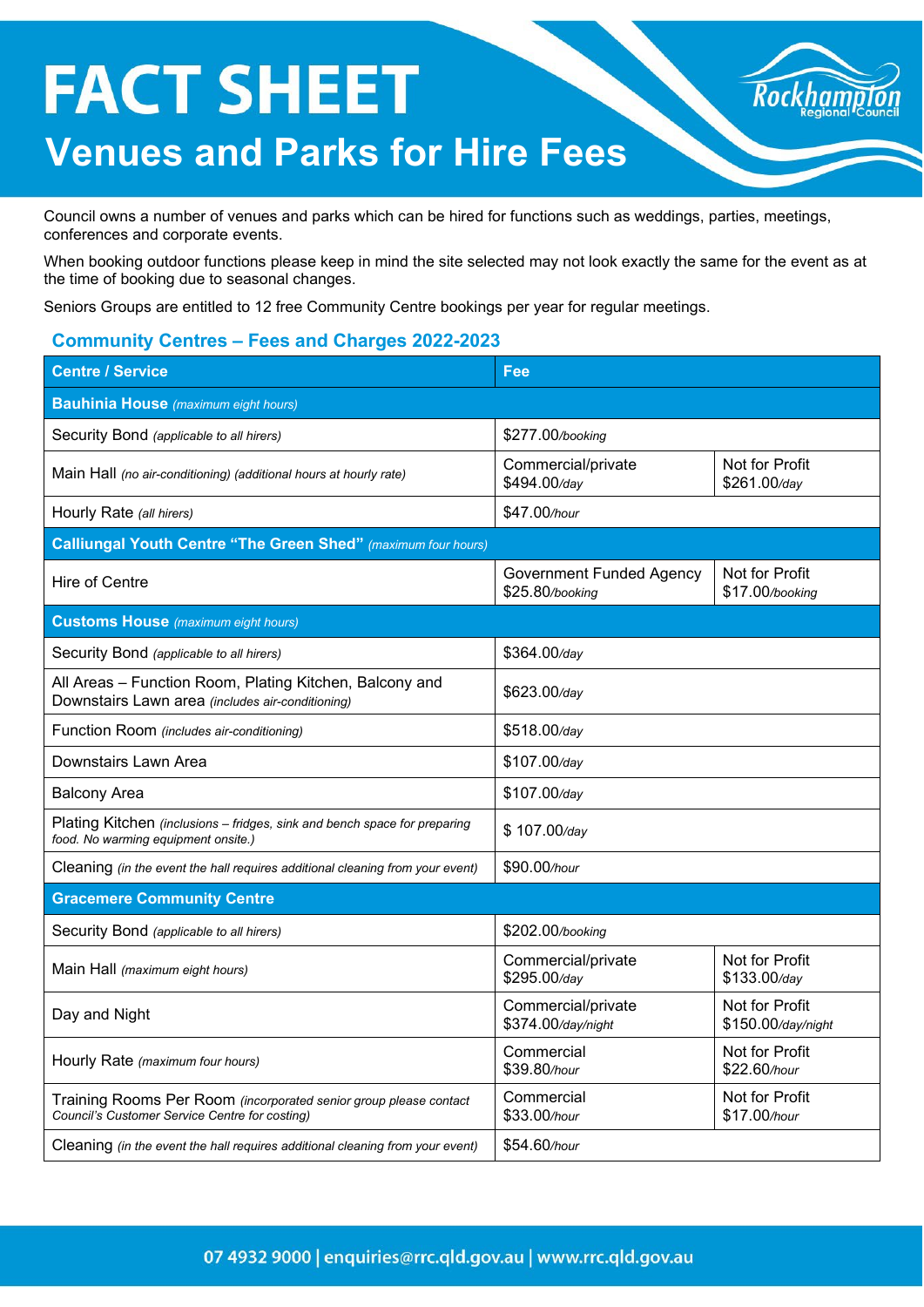# FACT SHEET

## Venues and Parks for Hire Fees

Council owns a number of venues and parks which can be hired for functions such as weddings, parties, meetings, conferences and corporate events.

When booking outdoor functions please keep in mind the site selected may not look exactly the same for the event as at the time of booking due to seasonal changes.

Seniors Groups are entitled to 12 free Community Centre bookings per year for regular meetings.

### Community Centres – Fees and Charges 2022-2023

| Centre / Service | Fee | |
|---|---|---|
| **Bauhinia House** *(maximum eight hours)* | | |
| Security Bond *(applicable to all hirers)* | $277.00*/booking* | |
| Main Hall *(no air-conditioning) (additional hours at hourly rate)* | Commercial/private $494.00*/day* | Not for Profit $261.00*/day* |
| Hourly Rate *(all hirers)* | $47.00*/hour* | |
| **Calliungal Youth Centre "The Green Shed"** *(maximum four hours)* | | |
| Hire of Centre | Government Funded Agency $25.80*/booking* | Not for Profit $17.00*/booking* |
| **Customs House** *(maximum eight hours)* | | |
| Security Bond *(applicable to all hirers)* | $364.00*/day* | |
| All Areas – Function Room, Plating Kitchen, Balcony and Downstairs Lawn area *(includes air-conditioning)* | $623.00*/day* | |
| Function Room *(includes air-conditioning)* | $518.00*/day* | |
| Downstairs Lawn Area | $107.00*/day* | |
| Balcony Area | $107.00*/day* | |
| Plating Kitchen *(inclusions – fridges, sink and bench space for preparing food. No warming equipment onsite.)* | $ 107.00*/day* | |
| Cleaning *(in the event the hall requires additional cleaning from your event)* | $90.00*/hour* | |
| **Gracemere Community Centre** | | |
| Security Bond *(applicable to all hirers)* | $202.00*/booking* | |
| Main Hall *(maximum eight hours)* | Commercial/private $295.00*/day* | Not for Profit $133.00*/day* |
| Day and Night | Commercial/private $374.00*/day/night* | Not for Profit $150.00*/day/night* |
| Hourly Rate *(maximum four hours)* | Commercial $39.80*/hour* | Not for Profit $22.60*/hour* |
| Training Rooms Per Room *(incorporated senior group please contact Council's Customer Service Centre for costing)* | Commercial $33.00*/hour* | Not for Profit $17.00*/hour* |
| Cleaning *(in the event the hall requires additional cleaning from your event)* | $54.60*/hour* | |

07 4932 9000 | enquiries@rrc.qld.gov.au | www.rrc.qld.gov.au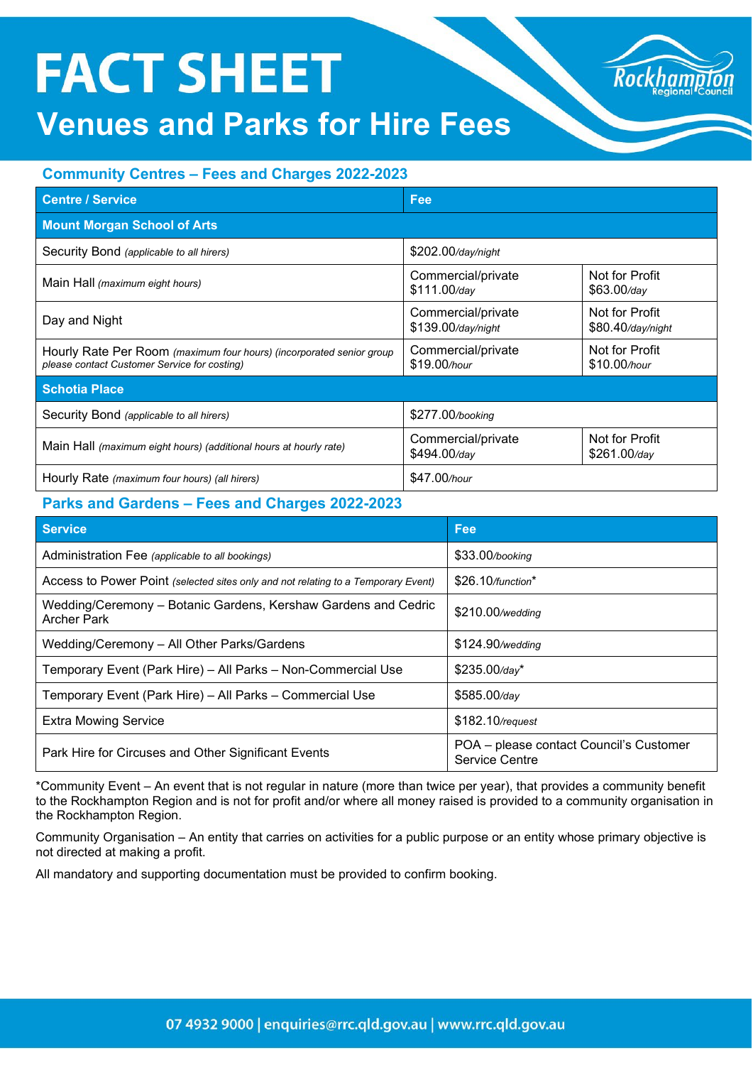# FACT SHEET

## Venues and Parks for Hire Fees

### Community Centres – Fees and Charges 2022-2023

| Centre / Service | Fee | |
|---|---|---|
| **Mount Morgan School of Arts** | | |
| Security Bond *(applicable to all hirers)* | $202.00*/day/night* | |
| Main Hall *(maximum eight hours)* | Commercial/private $111.00*/day* | Not for Profit $63.00*/day* |
| Day and Night | Commercial/private $139.00*/day/night* | Not for Profit $80.40*/day/night* |
| Hourly Rate Per Room *(maximum four hours) (incorporated senior group please contact Customer Service for costing)* | Commercial/private $19.00*/hour* | Not for Profit $10.00*/hour* |
| **Schotia Place** | | |
| Security Bond *(applicable to all hirers)* | $277.00*/booking* | |
| Main Hall *(maximum eight hours) (additional hours at hourly rate)* | Commercial/private $494.00*/day* | Not for Profit $261.00*/day* |
| Hourly Rate *(maximum four hours) (all hirers)* | $47.00*/hour* | |

### Parks and Gardens – Fees and Charges 2022-2023

| Service | Fee |
|---|---|
| Administration Fee *(applicable to all bookings)* | $33.00*/booking* |
| Access to Power Point *(selected sites only and not relating to a Temporary Event)* | $26.10*/function** |
| Wedding/Ceremony – Botanic Gardens, Kershaw Gardens and Cedric Archer Park | $210.00*/wedding* |
| Wedding/Ceremony – All Other Parks/Gardens | $124.90*/wedding* |
| Temporary Event (Park Hire) – All Parks – Non-Commercial Use | $235.00*/day** |
| Temporary Event (Park Hire) – All Parks – Commercial Use | $585.00*/day* |
| Extra Mowing Service | $182.10*/request* |
| Park Hire for Circuses and Other Significant Events | POA – please contact Council's Customer Service Centre |

*Community Event – An event that is not regular in nature (more than twice per year), that provides a community benefit to the Rockhampton Region and is not for profit and/or where all money raised is provided to a community organisation in the Rockhampton Region.

Community Organisation – An entity that carries on activities for a public purpose or an entity whose primary objective is not directed at making a profit.

All mandatory and supporting documentation must be provided to confirm booking.

07 4932 9000 | enquiries@rrc.qld.gov.au | www.rrc.qld.gov.au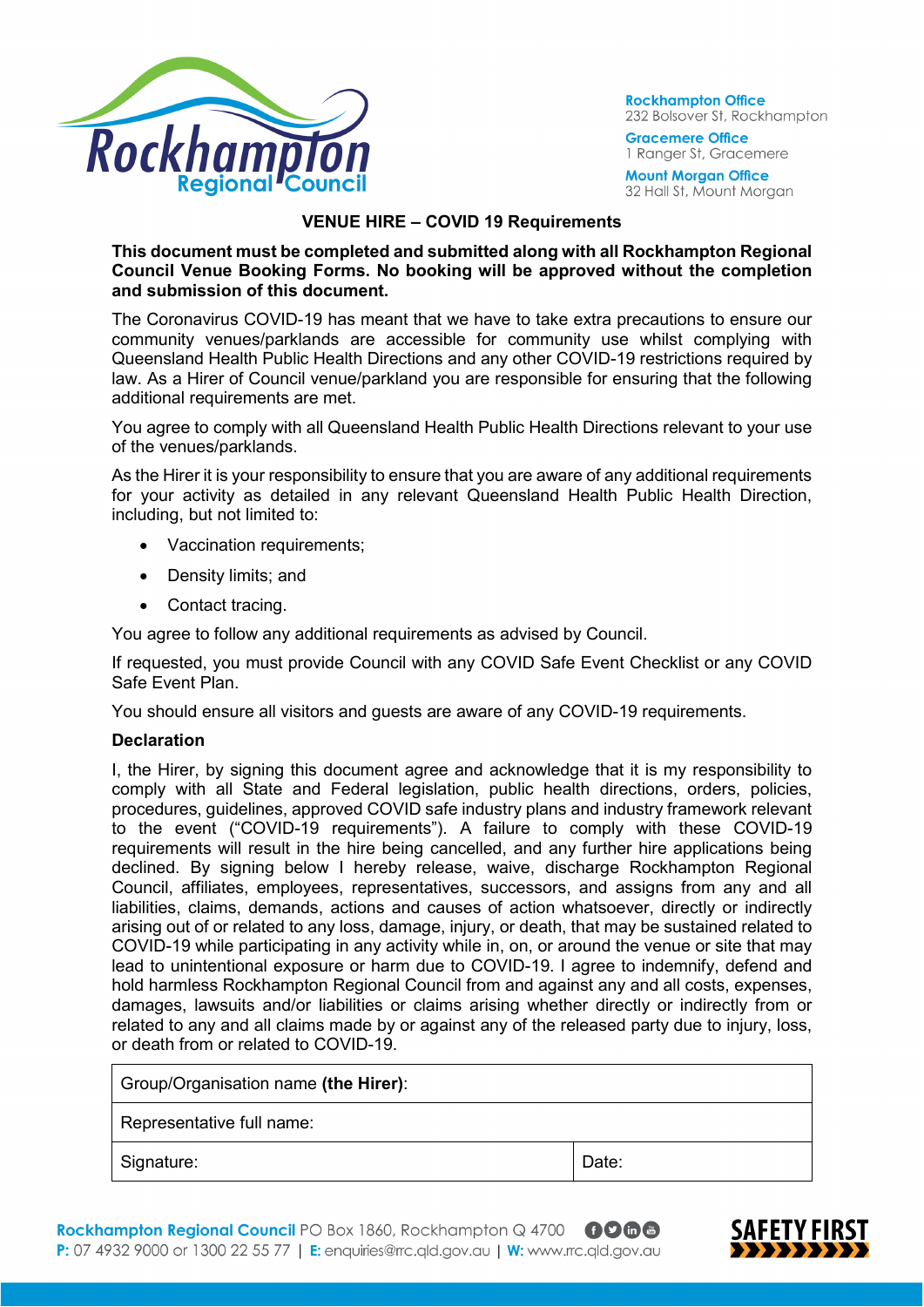Rockhampton Office
232 Bolsover St, Rockhampton

Gracemere Office
1 Ranger St, Gracemere

Mount Morgan Office
32 Hall St, Mount Morgan

# VENUE HIRE – COVID 19 Requirements

**This document must be completed and submitted along with all Rockhampton Regional Council Venue Booking Forms. No booking will be approved without the completion and submission of this document.**

The Coronavirus COVID-19 has meant that we have to take extra precautions to ensure our community venues/parklands are accessible for community use whilst complying with Queensland Health Public Health Directions and any other COVID-19 restrictions required by law. As a Hirer of Council venue/parkland you are responsible for ensuring that the following additional requirements are met.

You agree to comply with all Queensland Health Public Health Directions relevant to your use of the venues/parklands.

As the Hirer it is your responsibility to ensure that you are aware of any additional requirements for your activity as detailed in any relevant Queensland Health Public Health Direction, including, but not limited to:

- Vaccination requirements;
- Density limits; and
- Contact tracing.

You agree to follow any additional requirements as advised by Council.

If requested, you must provide Council with any COVID Safe Event Checklist or any COVID Safe Event Plan.

You should ensure all visitors and guests are aware of any COVID-19 requirements.

**Declaration**

I, the Hirer, by signing this document agree and acknowledge that it is my responsibility to comply with all State and Federal legislation, public health directions, orders, policies, procedures, guidelines, approved COVID safe industry plans and industry framework relevant to the event ("COVID-19 requirements"). A failure to comply with these COVID-19 requirements will result in the hire being cancelled, and any further hire applications being declined. By signing below I hereby release, waive, discharge Rockhampton Regional Council, affiliates, employees, representatives, successors, and assigns from any and all liabilities, claims, demands, actions and causes of action whatsoever, directly or indirectly arising out of or related to any loss, damage, injury, or death, that may be sustained related to COVID-19 while participating in any activity while in, on, or around the venue or site that may lead to unintentional exposure or harm due to COVID-19. I agree to indemnify, defend and hold harmless Rockhampton Regional Council from and against any and all costs, expenses, damages, lawsuits and/or liabilities or claims arising whether directly or indirectly from or related to any and all claims made by or against any of the released party due to injury, loss, or death from or related to COVID-19.

| | |
|---|---|
| Group/Organisation name **(the Hirer)**: | |
| Representative full name: | |
| Signature: | Date: |

**Rockhampton Regional Council** PO Box 1860, Rockhampton Q 4700
**P:** 07 4932 9000 or 1300 22 55 77 | **E:** enquiries@rrc.qld.gov.au | **W:** www.rrc.qld.gov.au

SAFETY FIRST